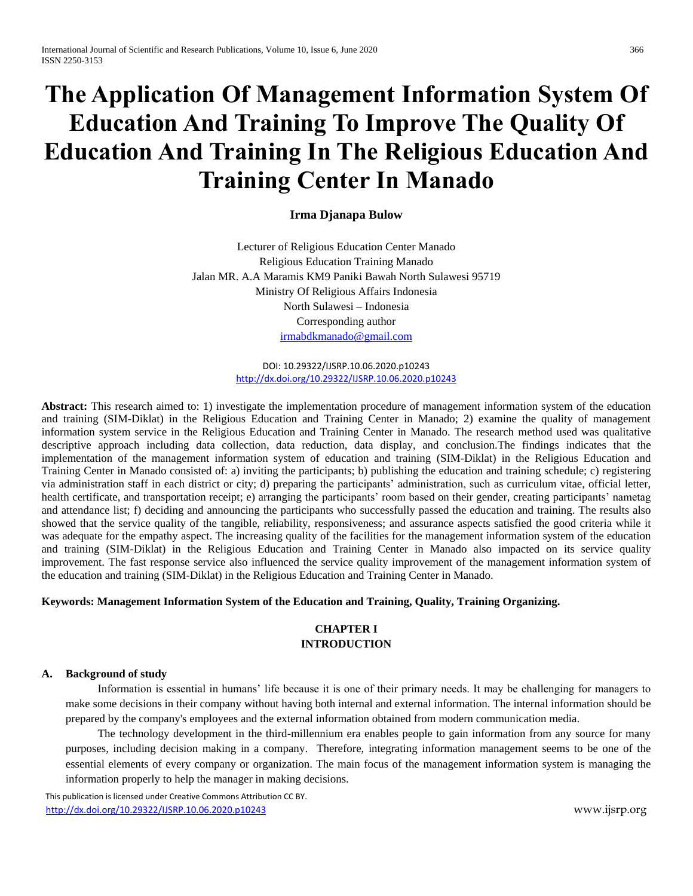# The Application Of Management Information System Of Education And Training To Improve The Quality Of Education And Training In The Religious Education And Training Center In Manado

**Irma Djanapa Bulow**

Lecturer of Religious Education Center Manado
Religious Education Training Manado
Jalan MR. A.A Maramis KM9 Paniki Bawah North Sulawesi 95719
Ministry Of Religious Affairs Indonesia
North Sulawesi – Indonesia
Corresponding author
irmabdkmanado@gmail.com

DOI: 10.29322/IJSRP.10.06.2020.p10243
http://dx.doi.org/10.29322/IJSRP.10.06.2020.p10243

**Abstract:** This research aimed to: 1) investigate the implementation procedure of management information system of the education and training (SIM-Diklat) in the Religious Education and Training Center in Manado; 2) examine the quality of management information system service in the Religious Education and Training Center in Manado. The research method used was qualitative descriptive approach including data collection, data reduction, data display, and conclusion.The findings indicates that the implementation of the management information system of education and training (SIM-Diklat) in the Religious Education and Training Center in Manado consisted of: a) inviting the participants; b) publishing the education and training schedule; c) registering via administration staff in each district or city; d) preparing the participants' administration, such as curriculum vitae, official letter, health certificate, and transportation receipt; e) arranging the participants' room based on their gender, creating participants' nametag and attendance list; f) deciding and announcing the participants who successfully passed the education and training. The results also showed that the service quality of the tangible, reliability, responsiveness; and assurance aspects satisfied the good criteria while it was adequate for the empathy aspect. The increasing quality of the facilities for the management information system of the education and training (SIM-Diklat) in the Religious Education and Training Center in Manado also impacted on its service quality improvement. The fast response service also influenced the service quality improvement of the management information system of the education and training (SIM-Diklat) in the Religious Education and Training Center in Manado.

**Keywords: Management Information System of the Education and Training, Quality, Training Organizing.**

## CHAPTER I
## INTRODUCTION

### A. Background of study

Information is essential in humans' life because it is one of their primary needs. It may be challenging for managers to make some decisions in their company without having both internal and external information. The internal information should be prepared by the company's employees and the external information obtained from modern communication media.

The technology development in the third-millennium era enables people to gain information from any source for many purposes, including decision making in a company. Therefore, integrating information management seems to be one of the essential elements of every company or organization. The main focus of the management information system is managing the information properly to help the manager in making decisions.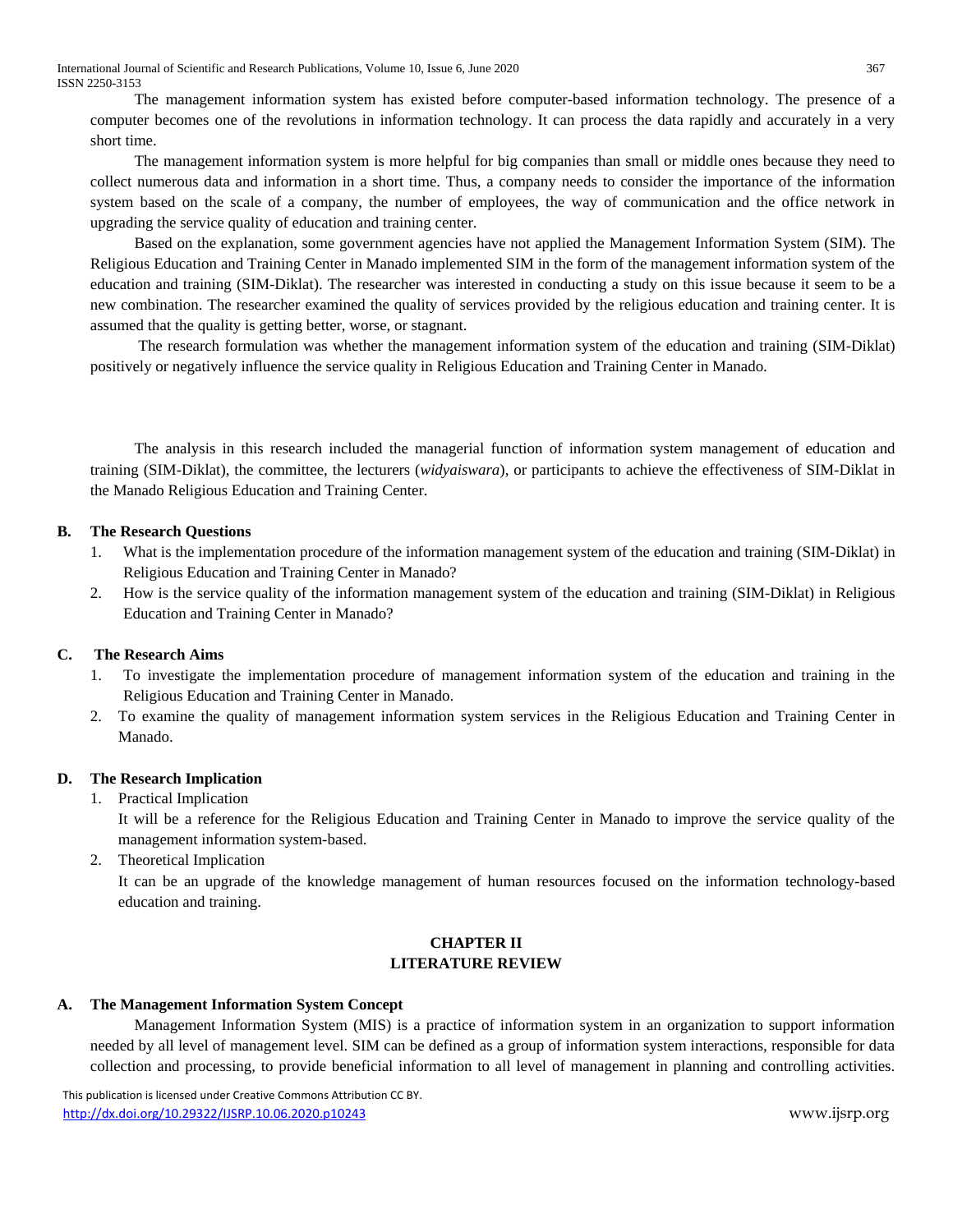The management information system has existed before computer-based information technology. The presence of a computer becomes one of the revolutions in information technology. It can process the data rapidly and accurately in a very short time.

The management information system is more helpful for big companies than small or middle ones because they need to collect numerous data and information in a short time. Thus, a company needs to consider the importance of the information system based on the scale of a company, the number of employees, the way of communication and the office network in upgrading the service quality of education and training center.

Based on the explanation, some government agencies have not applied the Management Information System (SIM). The Religious Education and Training Center in Manado implemented SIM in the form of the management information system of the education and training (SIM-Diklat). The researcher was interested in conducting a study on this issue because it seem to be a new combination. The researcher examined the quality of services provided by the religious education and training center. It is assumed that the quality is getting better, worse, or stagnant.

The research formulation was whether the management information system of the education and training (SIM-Diklat) positively or negatively influence the service quality in Religious Education and Training Center in Manado.

The analysis in this research included the managerial function of information system management of education and training (SIM-Diklat), the committee, the lecturers (*widyaiswara*), or participants to achieve the effectiveness of SIM-Diklat in the Manado Religious Education and Training Center.

### B. The Research Questions

1. What is the implementation procedure of the information management system of the education and training (SIM-Diklat) in Religious Education and Training Center in Manado?
2. How is the service quality of the information management system of the education and training (SIM-Diklat) in Religious Education and Training Center in Manado?

### C. The Research Aims

1. To investigate the implementation procedure of management information system of the education and training in the Religious Education and Training Center in Manado.
2. To examine the quality of management information system services in the Religious Education and Training Center in Manado.

### D. The Research Implication

1. Practical Implication
   It will be a reference for the Religious Education and Training Center in Manado to improve the service quality of the management information system-based.
2. Theoretical Implication
   It can be an upgrade of the knowledge management of human resources focused on the information technology-based education and training.

## CHAPTER II
## LITERATURE REVIEW

### A. The Management Information System Concept

Management Information System (MIS) is a practice of information system in an organization to support information needed by all level of management level. SIM can be defined as a group of information system interactions, responsible for data collection and processing, to provide beneficial information to all level of management in planning and controlling activities.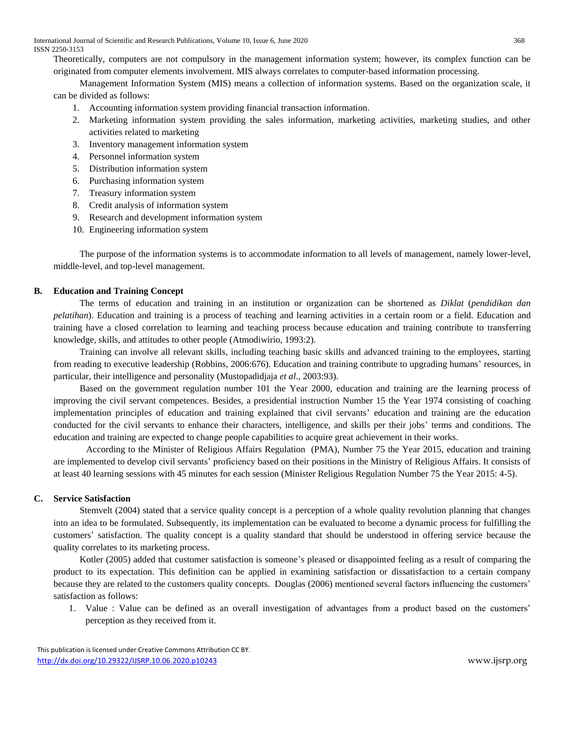Theoretically, computers are not compulsory in the management information system; however, its complex function can be originated from computer elements involvement. MIS always correlates to computer-based information processing.

Management Information System (MIS) means a collection of information systems. Based on the organization scale, it can be divided as follows:

1. Accounting information system providing financial transaction information.
2. Marketing information system providing the sales information, marketing activities, marketing studies, and other activities related to marketing
3. Inventory management information system
4. Personnel information system
5. Distribution information system
6. Purchasing information system
7. Treasury information system
8. Credit analysis of information system
9. Research and development information system
10. Engineering information system

The purpose of the information systems is to accommodate information to all levels of management, namely lower-level, middle-level, and top-level management.

### B. Education and Training Concept

The terms of education and training in an institution or organization can be shortened as *Diklat* (*pendidikan dan pelatihan*). Education and training is a process of teaching and learning activities in a certain room or a field. Education and training have a closed correlation to learning and teaching process because education and training contribute to transferring knowledge, skills, and attitudes to other people (Atmodiwirio, 1993:2).

Training can involve all relevant skills, including teaching basic skills and advanced training to the employees, starting from reading to executive leadership (Robbins, 2006:676). Education and training contribute to upgrading humans' resources, in particular, their intelligence and personality (Mustopadidjaja *et al*., 2003:93).

Based on the government regulation number 101 the Year 2000, education and training are the learning process of improving the civil servant competences. Besides, a presidential instruction Number 15 the Year 1974 consisting of coaching implementation principles of education and training explained that civil servants' education and training are the education conducted for the civil servants to enhance their characters, intelligence, and skills per their jobs' terms and conditions. The education and training are expected to change people capabilities to acquire great achievement in their works.

According to the Minister of Religious Affairs Regulation (PMA), Number 75 the Year 2015, education and training are implemented to develop civil servants' proficiency based on their positions in the Ministry of Religious Affairs. It consists of at least 40 learning sessions with 45 minutes for each session (Minister Religious Regulation Number 75 the Year 2015: 4-5).

### C. Service Satisfaction

Stemvelt (2004) stated that a service quality concept is a perception of a whole quality revolution planning that changes into an idea to be formulated. Subsequently, its implementation can be evaluated to become a dynamic process for fulfilling the customers' satisfaction. The quality concept is a quality standard that should be understood in offering service because the quality correlates to its marketing process.

Kotler (2005) added that customer satisfaction is someone's pleased or disappointed feeling as a result of comparing the product to its expectation. This definition can be applied in examining satisfaction or dissatisfaction to a certain company because they are related to the customers quality concepts. Douglas (2006) mentioned several factors influencing the customers' satisfaction as follows:

1. Value : Value can be defined as an overall investigation of advantages from a product based on the customers' perception as they received from it.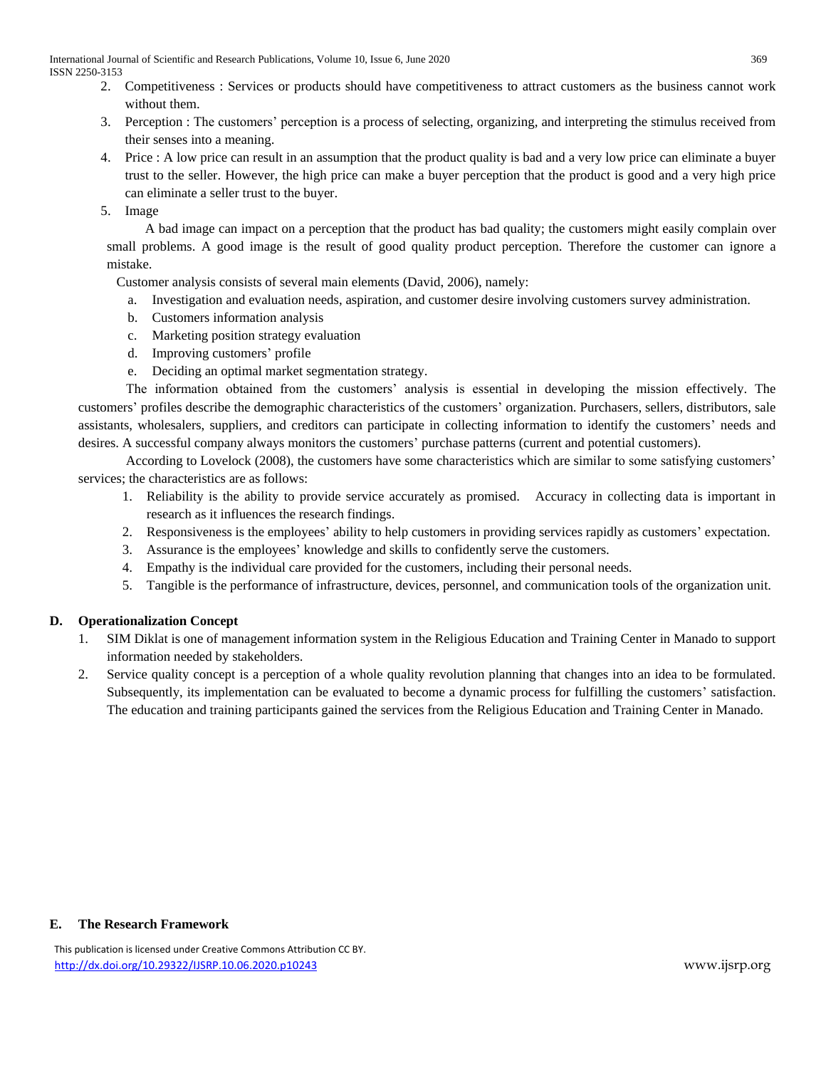2. Competitiveness : Services or products should have competitiveness to attract customers as the business cannot work without them.
3. Perception : The customers' perception is a process of selecting, organizing, and interpreting the stimulus received from their senses into a meaning.
4. Price : A low price can result in an assumption that the product quality is bad and a very low price can eliminate a buyer trust to the seller. However, the high price can make a buyer perception that the product is good and a very high price can eliminate a seller trust to the buyer.
5. Image

A bad image can impact on a perception that the product has bad quality; the customers might easily complain over small problems. A good image is the result of good quality product perception. Therefore the customer can ignore a mistake.

Customer analysis consists of several main elements (David, 2006), namely:

a. Investigation and evaluation needs, aspiration, and customer desire involving customers survey administration.
b. Customers information analysis
c. Marketing position strategy evaluation
d. Improving customers' profile
e. Deciding an optimal market segmentation strategy.

The information obtained from the customers' analysis is essential in developing the mission effectively. The customers' profiles describe the demographic characteristics of the customers' organization. Purchasers, sellers, distributors, sale assistants, wholesalers, suppliers, and creditors can participate in collecting information to identify the customers' needs and desires. A successful company always monitors the customers' purchase patterns (current and potential customers).

According to Lovelock (2008), the customers have some characteristics which are similar to some satisfying customers' services; the characteristics are as follows:

1. Reliability is the ability to provide service accurately as promised. Accuracy in collecting data is important in research as it influences the research findings.
2. Responsiveness is the employees' ability to help customers in providing services rapidly as customers' expectation.
3. Assurance is the employees' knowledge and skills to confidently serve the customers.
4. Empathy is the individual care provided for the customers, including their personal needs.
5. Tangible is the performance of infrastructure, devices, personnel, and communication tools of the organization unit.

## D. Operationalization Concept

1. SIM Diklat is one of management information system in the Religious Education and Training Center in Manado to support information needed by stakeholders.
2. Service quality concept is a perception of a whole quality revolution planning that changes into an idea to be formulated. Subsequently, its implementation can be evaluated to become a dynamic process for fulfilling the customers' satisfaction. The education and training participants gained the services from the Religious Education and Training Center in Manado.

## E. The Research Framework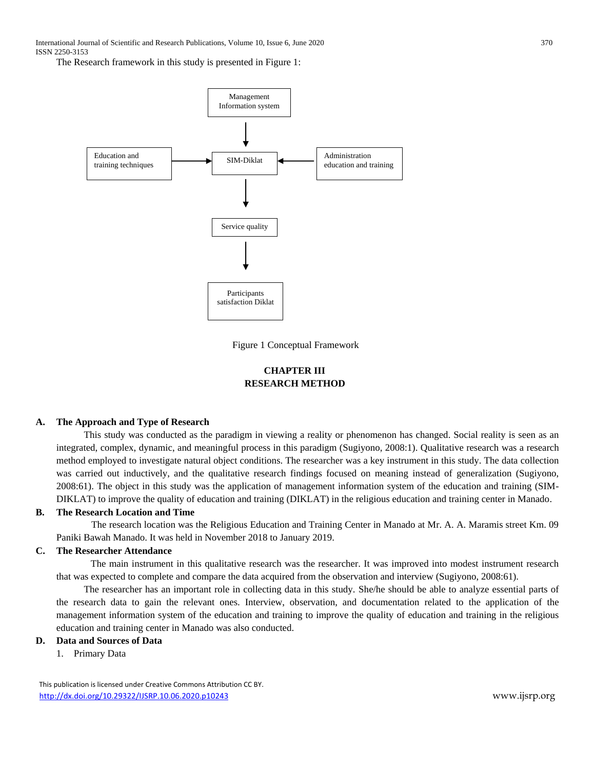The Research framework in this study is presented in Figure 1:

Management Information system

Education and training techniques

SIM-Diklat

Administration education and training

Service quality

Participants satisfaction Diklat

Figure 1 Conceptual Framework

# CHAPTER III
# RESEARCH METHOD

## A. The Approach and Type of Research

This study was conducted as the paradigm in viewing a reality or phenomenon has changed. Social reality is seen as an integrated, complex, dynamic, and meaningful process in this paradigm (Sugiyono, 2008:1). Qualitative research was a research method employed to investigate natural object conditions. The researcher was a key instrument in this study. The data collection was carried out inductively, and the qualitative research findings focused on meaning instead of generalization (Sugiyono, 2008:61). The object in this study was the application of management information system of the education and training (SIM-DIKLAT) to improve the quality of education and training (DIKLAT) in the religious education and training center in Manado.

## B. The Research Location and Time

The research location was the Religious Education and Training Center in Manado at Mr. A. A. Maramis street Km. 09 Paniki Bawah Manado. It was held in November 2018 to January 2019.

## C. The Researcher Attendance

The main instrument in this qualitative research was the researcher. It was improved into modest instrument research that was expected to complete and compare the data acquired from the observation and interview (Sugiyono, 2008:61).

The researcher has an important role in collecting data in this study. She/he should be able to analyze essential parts of the research data to gain the relevant ones. Interview, observation, and documentation related to the application of the management information system of the education and training to improve the quality of education and training in the religious education and training center in Manado was also conducted.

## D. Data and Sources of Data

1. Primary Data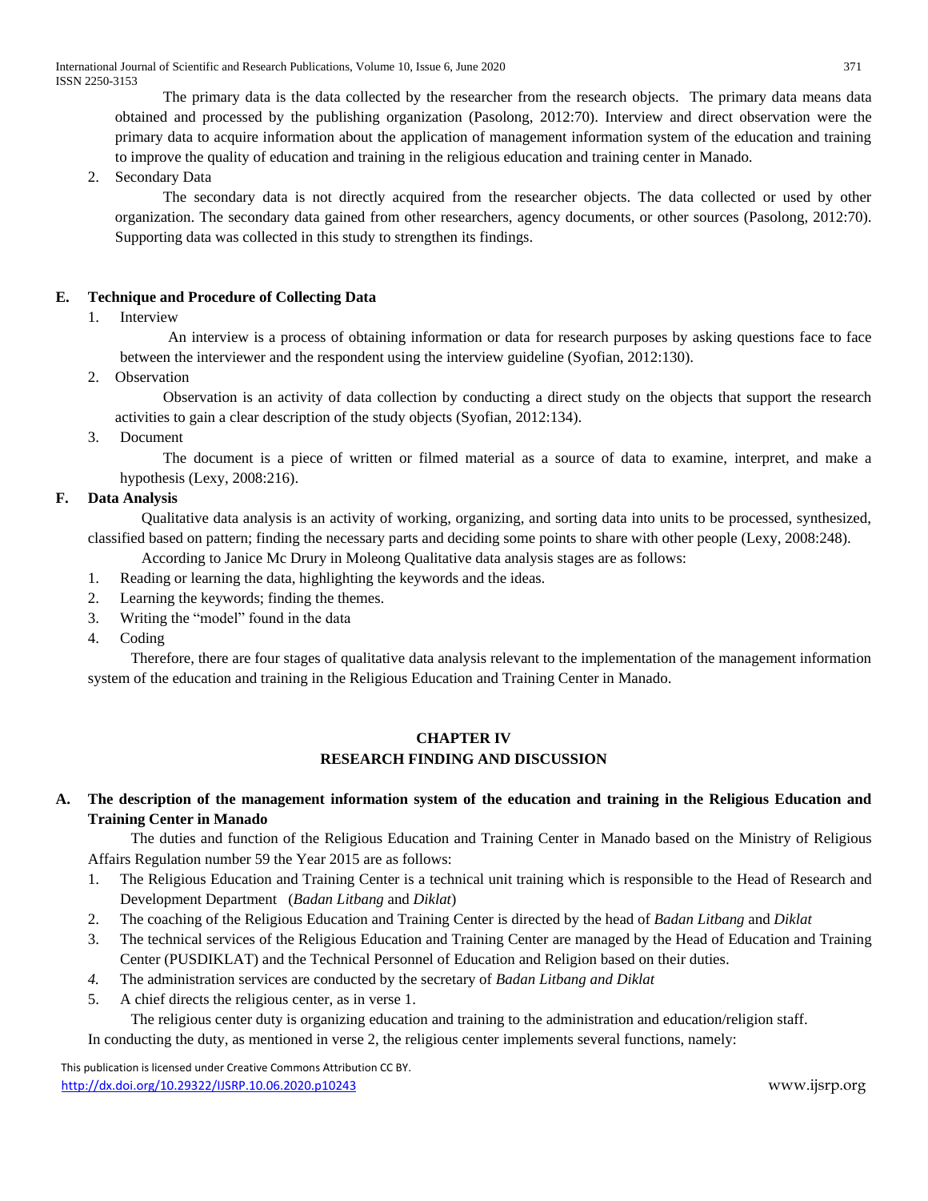The primary data is the data collected by the researcher from the research objects. The primary data means data obtained and processed by the publishing organization (Pasolong, 2012:70). Interview and direct observation were the primary data to acquire information about the application of management information system of the education and training to improve the quality of education and training in the religious education and training center in Manado.

2. Secondary Data

The secondary data is not directly acquired from the researcher objects. The data collected or used by other organization. The secondary data gained from other researchers, agency documents, or other sources (Pasolong, 2012:70). Supporting data was collected in this study to strengthen its findings.

### E. Technique and Procedure of Collecting Data

1. Interview

An interview is a process of obtaining information or data for research purposes by asking questions face to face between the interviewer and the respondent using the interview guideline (Syofian, 2012:130).

2. Observation

Observation is an activity of data collection by conducting a direct study on the objects that support the research activities to gain a clear description of the study objects (Syofian, 2012:134).

3. Document

The document is a piece of written or filmed material as a source of data to examine, interpret, and make a hypothesis (Lexy, 2008:216).

### F. Data Analysis

Qualitative data analysis is an activity of working, organizing, and sorting data into units to be processed, synthesized, classified based on pattern; finding the necessary parts and deciding some points to share with other people (Lexy, 2008:248).

According to Janice Mc Drury in Moleong Qualitative data analysis stages are as follows:

1. Reading or learning the data, highlighting the keywords and the ideas.
2. Learning the keywords; finding the themes.
3. Writing the "model" found in the data
4. Coding

Therefore, there are four stages of qualitative data analysis relevant to the implementation of the management information system of the education and training in the Religious Education and Training Center in Manado.

## CHAPTER IV
## RESEARCH FINDING AND DISCUSSION

### A. The description of the management information system of the education and training in the Religious Education and Training Center in Manado

The duties and function of the Religious Education and Training Center in Manado based on the Ministry of Religious Affairs Regulation number 59 the Year 2015 are as follows:

1. The Religious Education and Training Center is a technical unit training which is responsible to the Head of Research and Development Department (*Badan Litbang* and *Diklat*)
2. The coaching of the Religious Education and Training Center is directed by the head of *Badan Litbang* and *Diklat*
3. The technical services of the Religious Education and Training Center are managed by the Head of Education and Training Center (PUSDIKLAT) and the Technical Personnel of Education and Religion based on their duties.
4. The administration services are conducted by the secretary of *Badan Litbang and Diklat*
5. A chief directs the religious center, as in verse 1.

The religious center duty is organizing education and training to the administration and education/religion staff.

In conducting the duty, as mentioned in verse 2, the religious center implements several functions, namely: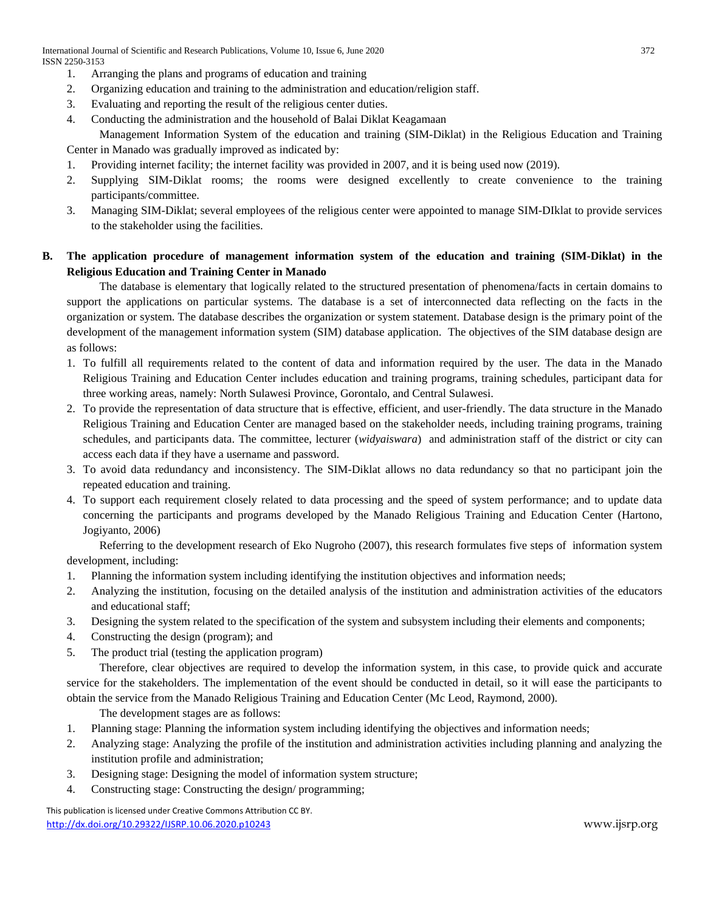1. Arranging the plans and programs of education and training
2. Organizing education and training to the administration and education/religion staff.
3. Evaluating and reporting the result of the religious center duties.
4. Conducting the administration and the household of Balai Diklat Keagamaan

Management Information System of the education and training (SIM-Diklat) in the Religious Education and Training Center in Manado was gradually improved as indicated by:

1. Providing internet facility; the internet facility was provided in 2007, and it is being used now (2019).
2. Supplying SIM-Diklat rooms; the rooms were designed excellently to create convenience to the training participants/committee.
3. Managing SIM-Diklat; several employees of the religious center were appointed to manage SIM-DIklat to provide services to the stakeholder using the facilities.

## B. The application procedure of management information system of the education and training (SIM-Diklat) in the Religious Education and Training Center in Manado

The database is elementary that logically related to the structured presentation of phenomena/facts in certain domains to support the applications on particular systems. The database is a set of interconnected data reflecting on the facts in the organization or system. The database describes the organization or system statement. Database design is the primary point of the development of the management information system (SIM) database application. The objectives of the SIM database design are as follows:

1. To fulfill all requirements related to the content of data and information required by the user. The data in the Manado Religious Training and Education Center includes education and training programs, training schedules, participant data for three working areas, namely: North Sulawesi Province, Gorontalo, and Central Sulawesi.
2. To provide the representation of data structure that is effective, efficient, and user-friendly. The data structure in the Manado Religious Training and Education Center are managed based on the stakeholder needs, including training programs, training schedules, and participants data. The committee, lecturer (*widyaiswara*) and administration staff of the district or city can access each data if they have a username and password.
3. To avoid data redundancy and inconsistency. The SIM-Diklat allows no data redundancy so that no participant join the repeated education and training.
4. To support each requirement closely related to data processing and the speed of system performance; and to update data concerning the participants and programs developed by the Manado Religious Training and Education Center (Hartono, Jogiyanto, 2006)

Referring to the development research of Eko Nugroho (2007), this research formulates five steps of information system development, including:

1. Planning the information system including identifying the institution objectives and information needs;
2. Analyzing the institution, focusing on the detailed analysis of the institution and administration activities of the educators and educational staff;
3. Designing the system related to the specification of the system and subsystem including their elements and components;
4. Constructing the design (program); and
5. The product trial (testing the application program)

Therefore, clear objectives are required to develop the information system, in this case, to provide quick and accurate service for the stakeholders. The implementation of the event should be conducted in detail, so it will ease the participants to obtain the service from the Manado Religious Training and Education Center (Mc Leod, Raymond, 2000).

The development stages are as follows:

1. Planning stage: Planning the information system including identifying the objectives and information needs;
2. Analyzing stage: Analyzing the profile of the institution and administration activities including planning and analyzing the institution profile and administration;
3. Designing stage: Designing the model of information system structure;
4. Constructing stage: Constructing the design/ programming;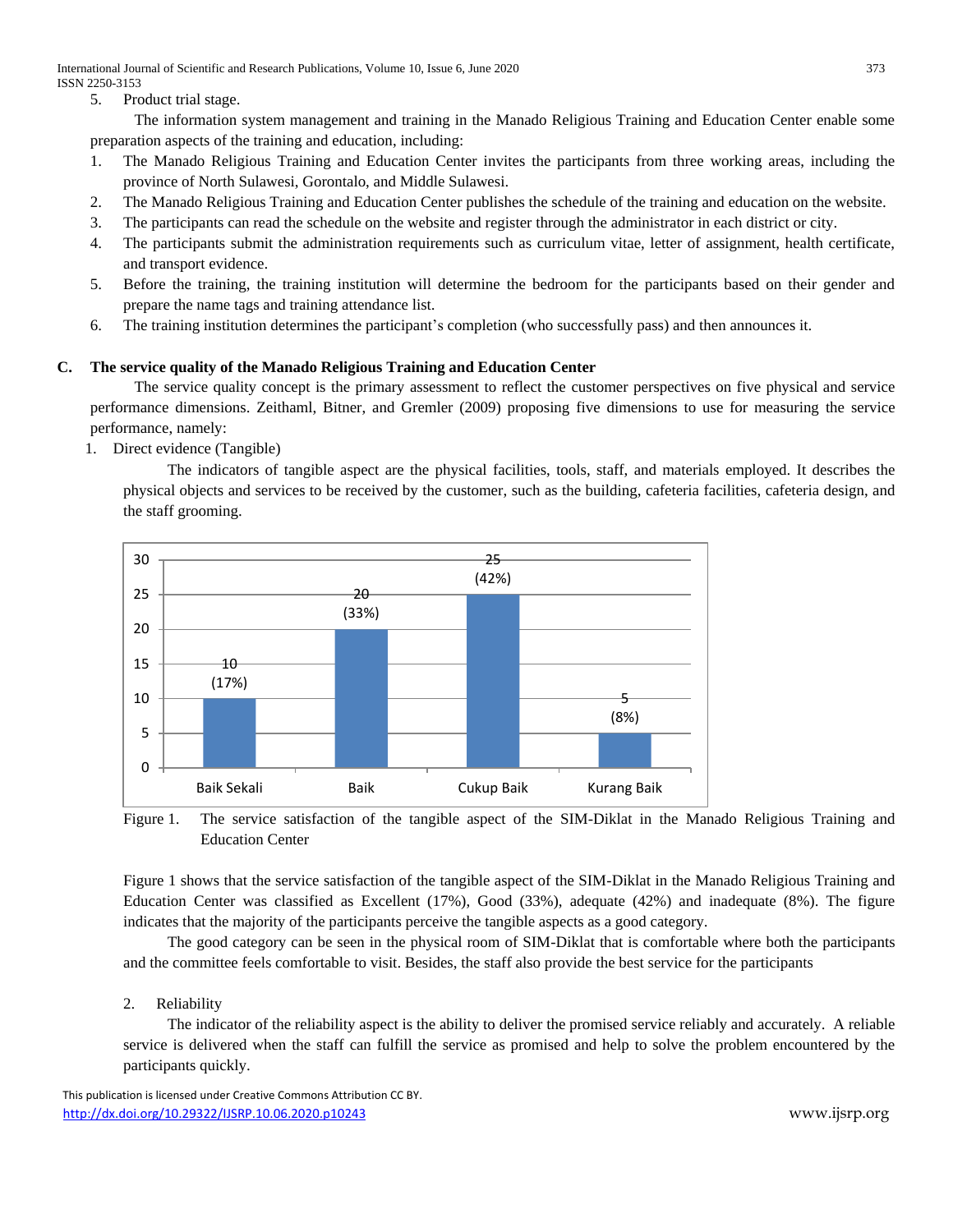5. Product trial stage.

The information system management and training in the Manado Religious Training and Education Center enable some preparation aspects of the training and education, including:

1. The Manado Religious Training and Education Center invites the participants from three working areas, including the province of North Sulawesi, Gorontalo, and Middle Sulawesi.
2. The Manado Religious Training and Education Center publishes the schedule of the training and education on the website.
3. The participants can read the schedule on the website and register through the administrator in each district or city.
4. The participants submit the administration requirements such as curriculum vitae, letter of assignment, health certificate, and transport evidence.
5. Before the training, the training institution will determine the bedroom for the participants based on their gender and prepare the name tags and training attendance list.
6. The training institution determines the participant's completion (who successfully pass) and then announces it.

## C. The service quality of the Manado Religious Training and Education Center

The service quality concept is the primary assessment to reflect the customer perspectives on five physical and service performance dimensions. Zeithaml, Bitner, and Gremler (2009) proposing five dimensions to use for measuring the service performance, namely:

1. Direct evidence (Tangible)

The indicators of tangible aspect are the physical facilities, tools, staff, and materials employed. It describes the physical objects and services to be received by the customer, such as the building, cafeteria facilities, cafeteria design, and the staff grooming.

Figure 1. The service satisfaction of the tangible aspect of the SIM-Diklat in the Manado Religious Training and Education Center

Figure 1 shows that the service satisfaction of the tangible aspect of the SIM-Diklat in the Manado Religious Training and Education Center was classified as Excellent (17%), Good (33%), adequate (42%) and inadequate (8%). The figure indicates that the majority of the participants perceive the tangible aspects as a good category.

The good category can be seen in the physical room of SIM-Diklat that is comfortable where both the participants and the committee feels comfortable to visit. Besides, the staff also provide the best service for the participants

2. Reliability

The indicator of the reliability aspect is the ability to deliver the promised service reliably and accurately. A reliable service is delivered when the staff can fulfill the service as promised and help to solve the problem encountered by the participants quickly.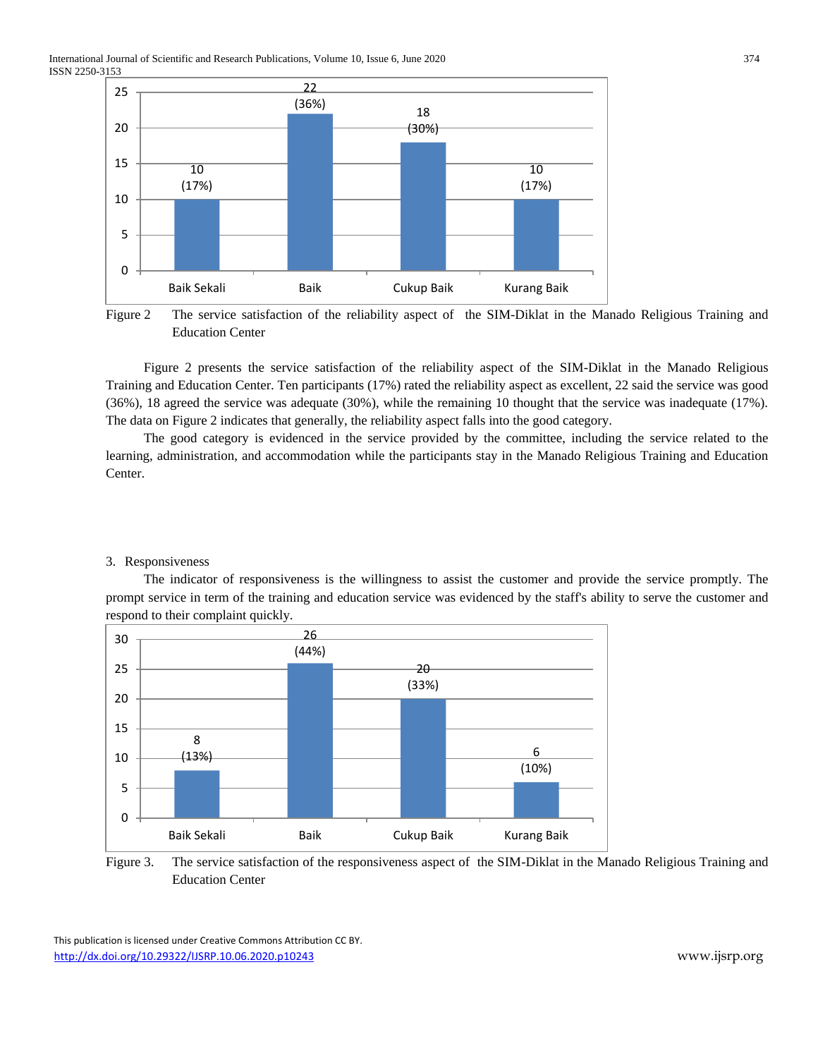Figure 2 The service satisfaction of the reliability aspect of the SIM-Diklat in the Manado Religious Training and Education Center

Figure 2 presents the service satisfaction of the reliability aspect of the SIM-Diklat in the Manado Religious Training and Education Center. Ten participants (17%) rated the reliability aspect as excellent, 22 said the service was good (36%), 18 agreed the service was adequate (30%), while the remaining 10 thought that the service was inadequate (17%). The data on Figure 2 indicates that generally, the reliability aspect falls into the good category.

The good category is evidenced in the service provided by the committee, including the service related to the learning, administration, and accommodation while the participants stay in the Manado Religious Training and Education Center.

3. Responsiveness

The indicator of responsiveness is the willingness to assist the customer and provide the service promptly. The prompt service in term of the training and education service was evidenced by the staff's ability to serve the customer and respond to their complaint quickly.

Figure 3. The service satisfaction of the responsiveness aspect of the SIM-Diklat in the Manado Religious Training and Education Center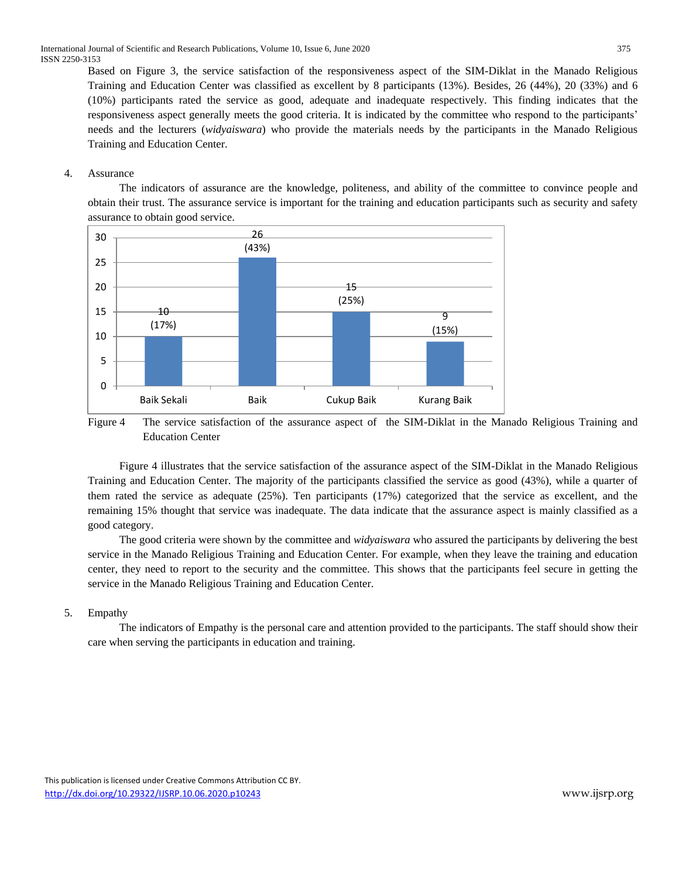Based on Figure 3, the service satisfaction of the responsiveness aspect of the SIM-Diklat in the Manado Religious Training and Education Center was classified as excellent by 8 participants (13%). Besides, 26 (44%), 20 (33%) and 6 (10%) participants rated the service as good, adequate and inadequate respectively. This finding indicates that the responsiveness aspect generally meets the good criteria. It is indicated by the committee who respond to the participants' needs and the lecturers (*widyaiswara*) who provide the materials needs by the participants in the Manado Religious Training and Education Center.

4. Assurance

The indicators of assurance are the knowledge, politeness, and ability of the committee to convince people and obtain their trust. The assurance service is important for the training and education participants such as security and safety assurance to obtain good service.

| Category | Count | Percentage |
|---|---|---|
| Baik Sekali | 10 | (17%) |
| Baik | 26 | (43%) |
| Cukup Baik | 15 | (25%) |
| Kurang Baik | 9 | (15%) |

Figure 4 The service satisfaction of the assurance aspect of the SIM-Diklat in the Manado Religious Training and Education Center

Figure 4 illustrates that the service satisfaction of the assurance aspect of the SIM-Diklat in the Manado Religious Training and Education Center. The majority of the participants classified the service as good (43%), while a quarter of them rated the service as adequate (25%). Ten participants (17%) categorized that the service as excellent, and the remaining 15% thought that service was inadequate. The data indicate that the assurance aspect is mainly classified as a good category.

The good criteria were shown by the committee and *widyaiswara* who assured the participants by delivering the best service in the Manado Religious Training and Education Center. For example, when they leave the training and education center, they need to report to the security and the committee. This shows that the participants feel secure in getting the service in the Manado Religious Training and Education Center.

5. Empathy

The indicators of Empathy is the personal care and attention provided to the participants. The staff should show their care when serving the participants in education and training.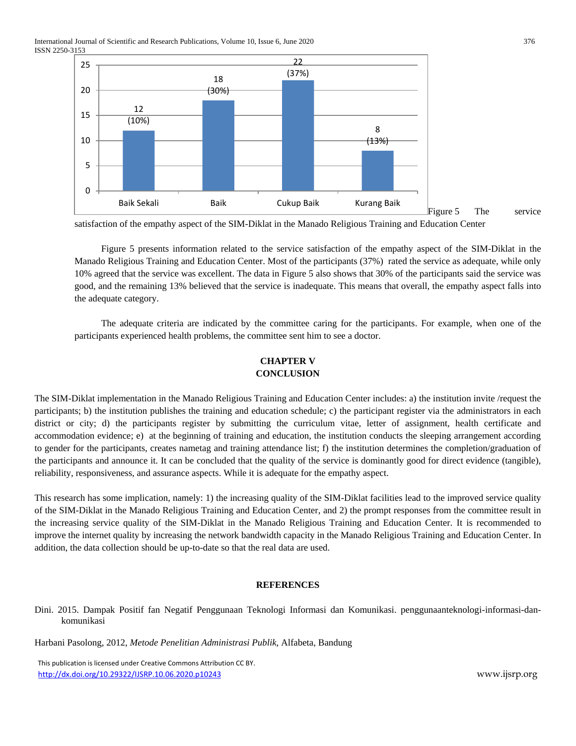Figure 5 The service satisfaction of the empathy aspect of the SIM-Diklat in the Manado Religious Training and Education Center

Figure 5 presents information related to the service satisfaction of the empathy aspect of the SIM-Diklat in the Manado Religious Training and Education Center. Most of the participants (37%) rated the service as adequate, while only 10% agreed that the service was excellent. The data in Figure 5 also shows that 30% of the participants said the service was good, and the remaining 13% believed that the service is inadequate. This means that overall, the empathy aspect falls into the adequate category.

The adequate criteria are indicated by the committee caring for the participants. For example, when one of the participants experienced health problems, the committee sent him to see a doctor.

## CHAPTER V
## CONCLUSION

The SIM-Diklat implementation in the Manado Religious Training and Education Center includes: a) the institution invite /request the participants; b) the institution publishes the training and education schedule; c) the participant register via the administrators in each district or city; d) the participants register by submitting the curriculum vitae, letter of assignment, health certificate and accommodation evidence; e) at the beginning of training and education, the institution conducts the sleeping arrangement according to gender for the participants, creates nametag and training attendance list; f) the institution determines the completion/graduation of the participants and announce it. It can be concluded that the quality of the service is dominantly good for direct evidence (tangible), reliability, responsiveness, and assurance aspects. While it is adequate for the empathy aspect.

This research has some implication, namely: 1) the increasing quality of the SIM-Diklat facilities lead to the improved service quality of the SIM-Diklat in the Manado Religious Training and Education Center, and 2) the prompt responses from the committee result in the increasing service quality of the SIM-Diklat in the Manado Religious Training and Education Center. It is recommended to improve the internet quality by increasing the network bandwidth capacity in the Manado Religious Training and Education Center. In addition, the data collection should be up-to-date so that the real data are used.

## REFERENCES

Dini. 2015. Dampak Positif fan Negatif Penggunaan Teknologi Informasi dan Komunikasi. penggunaanteknologi-informasi-dan-komunikasi

Harbani Pasolong, 2012, *Metode Penelitian Administrasi Publik*, Alfabeta, Bandung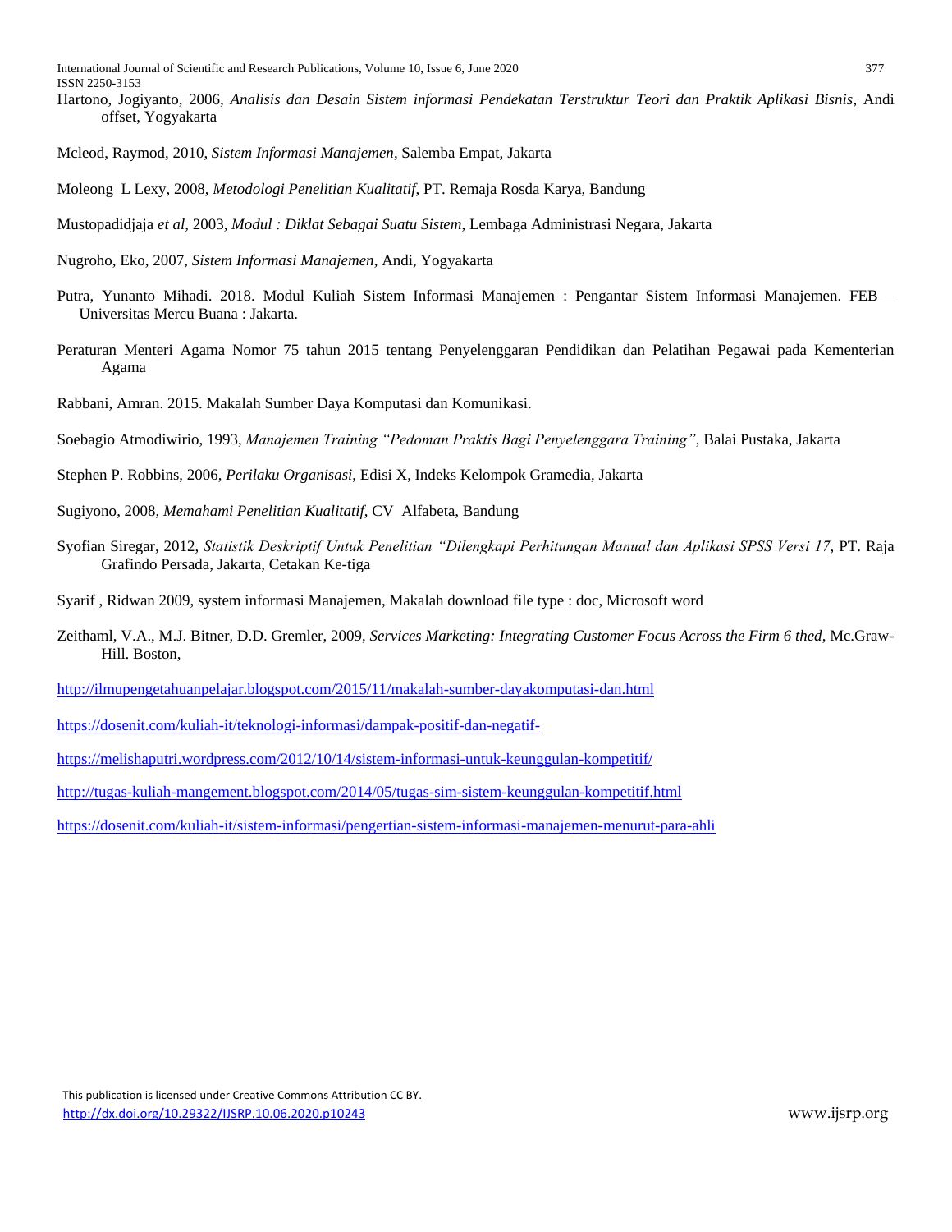Hartono, Jogiyanto, 2006, *Analisis dan Desain Sistem informasi Pendekatan Terstruktur Teori dan Praktik Aplikasi Bisnis*, Andi offset, Yogyakarta

Mcleod, Raymod, 2010, *Sistem Informasi Manajemen*, Salemba Empat, Jakarta

Moleong L Lexy, 2008, *Metodologi Penelitian Kualitatif*, PT. Remaja Rosda Karya, Bandung

Mustopadidjaja *et al*, 2003, *Modul : Diklat Sebagai Suatu Sistem*, Lembaga Administrasi Negara, Jakarta

Nugroho, Eko, 2007, *Sistem Informasi Manajemen*, Andi, Yogyakarta

Putra, Yunanto Mihadi. 2018. Modul Kuliah Sistem Informasi Manajemen : Pengantar Sistem Informasi Manajemen. FEB – Universitas Mercu Buana : Jakarta.

Peraturan Menteri Agama Nomor 75 tahun 2015 tentang Penyelenggaraan Pendidikan dan Pelatihan Pegawai pada Kementerian Agama

Rabbani, Amran. 2015. Makalah Sumber Daya Komputasi dan Komunikasi.

Soebagio Atmodiwirio, 1993, *Manajemen Training "Pedoman Praktis Bagi Penyelenggara Training"*, Balai Pustaka, Jakarta

Stephen P. Robbins, 2006, *Perilaku Organisasi*, Edisi X, Indeks Kelompok Gramedia, Jakarta

Sugiyono, 2008, *Memahami Penelitian Kualitatif*, CV Alfabeta, Bandung

Syofian Siregar, 2012, *Statistik Deskriptif Untuk Penelitian "Dilengkapi Perhitungan Manual dan Aplikasi SPSS Versi 17*, PT. Raja Grafindo Persada, Jakarta, Cetakan Ke-tiga

Syarif , Ridwan 2009, system informasi Manajemen, Makalah download file type : doc, Microsoft word

Zeithaml, V.A., M.J. Bitner, D.D. Gremler, 2009, *Services Marketing: Integrating Customer Focus Across the Firm 6 thed*, Mc.Graw-Hill. Boston,

http://ilmupengetahuanpelajar.blogspot.com/2015/11/makalah-sumber-dayakomputasi-dan.html

https://dosenit.com/kuliah-it/teknologi-informasi/dampak-positif-dan-negatif-

https://melishaputri.wordpress.com/2012/10/14/sistem-informasi-untuk-keunggulan-kompetitif/

http://tugas-kuliah-mangement.blogspot.com/2014/05/tugas-sim-sistem-keunggulan-kompetitif.html

https://dosenit.com/kuliah-it/sistem-informasi/pengertian-sistem-informasi-manajemen-menurut-para-ahli